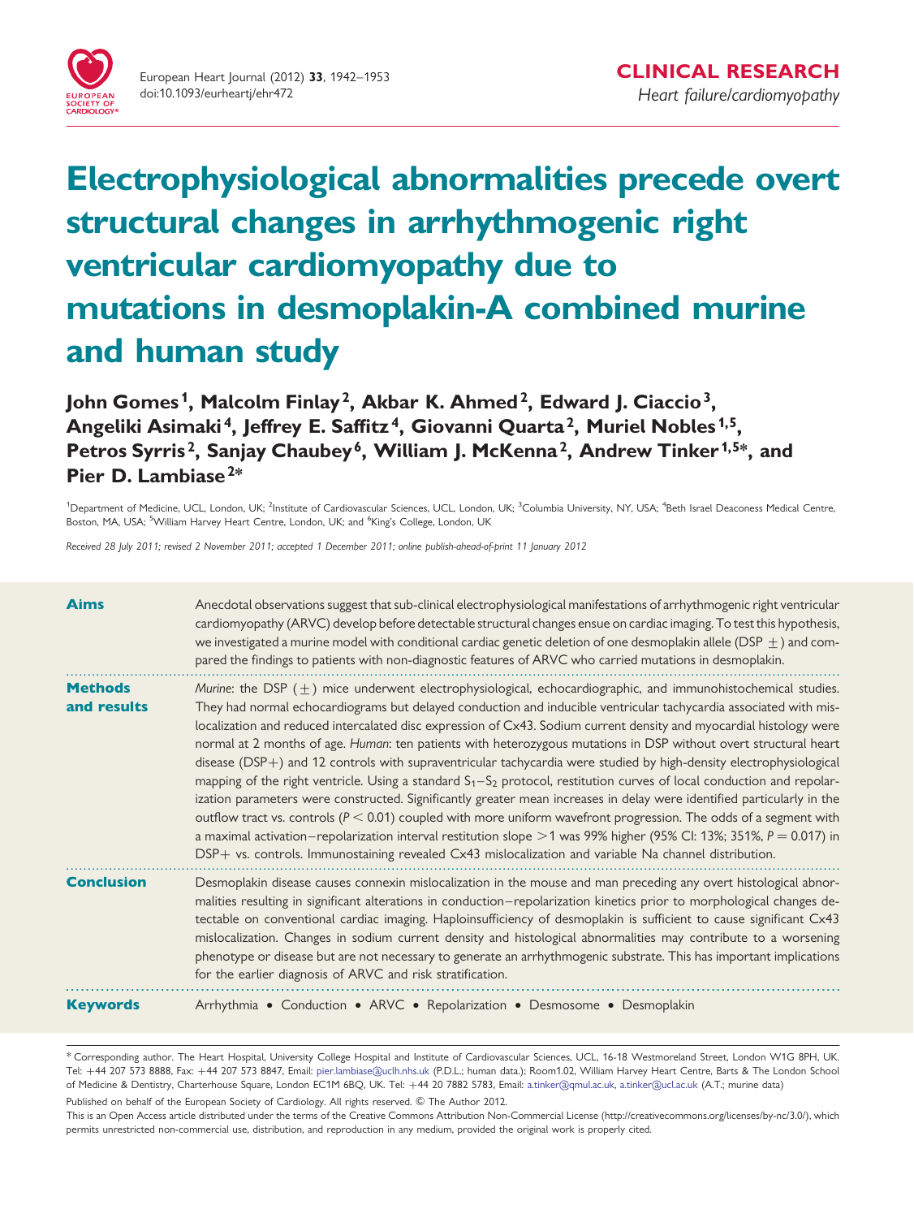CLINICAL RESEARCH

*Heart failure/cardiomyopathy*

# Electrophysiological abnormalities precede overt structural changes in arrhythmogenic right ventricular cardiomyopathy due to mutations in desmoplakin-A combined murine and human study

**John Gomes[1], Malcolm Finlay[2], Akbar K. Ahmed[2], Edward J. Ciaccio[3], Angeliki Asimaki[4], Jeffrey E. Saffitz[4], Giovanni Quarta[2], Muriel Nobles[1,5], Petros Syrris[2], Sanjay Chaubey[6], William J. McKenna[2], Andrew Tinker[1,5]*, and Pier D. Lambiase[2]***

[1]Department of Medicine, UCL, London, UK; [2]Institute of Cardiovascular Sciences, UCL, London, UK; [3]Columbia University, NY, USA; [4]Beth Israel Deaconess Medical Centre, Boston, MA, USA; [5]William Harvey Heart Centre, London, UK; and [6]King's College, London, UK

*Received 28 July 2011; revised 2 November 2011; accepted 1 December 2011; online publish-ahead-of-print 11 January 2012*

**Aims**

Anecdotal observations suggest that sub-clinical electrophysiological manifestations of arrhythmogenic right ventricular cardiomyopathy (ARVC) develop before detectable structural changes ensue on cardiac imaging. To test this hypothesis, we investigated a murine model with conditional cardiac genetic deletion of one desmoplakin allele (DSP ±) and compared the findings to patients with non-diagnostic features of ARVC who carried mutations in desmoplakin.

**Methods and results**

*Murine*: the DSP (±) mice underwent electrophysiological, echocardiographic, and immunohistochemical studies. They had normal echocardiograms but delayed conduction and inducible ventricular tachycardia associated with mislocalization and reduced intercalated disc expression of Cx43. Sodium current density and myocardial histology were normal at 2 months of age. *Human*: ten patients with heterozygous mutations in DSP without overt structural heart disease (DSP+) and 12 controls with supraventricular tachycardia were studied by high-density electrophysiological mapping of the right ventricle. Using a standard $S_1$–$S_2$ protocol, restitution curves of local conduction and repolarization parameters were constructed. Significantly greater mean increases in delay were identified particularly in the outflow tract vs. controls ($P < 0.01$) coupled with more uniform wavefront progression. The odds of a segment with a maximal activation–repolarization interval restitution slope >1 was 99% higher (95% CI: 13%; 351%, $P = 0.017$) in DSP+ vs. controls. Immunostaining revealed Cx43 mislocalization and variable Na channel distribution.

**Conclusion**

Desmoplakin disease causes connexin mislocalization in the mouse and man preceding any overt histological abnormalities resulting in significant alterations in conduction–repolarization kinetics prior to morphological changes detectable on conventional cardiac imaging. Haploinsufficiency of desmoplakin is sufficient to cause significant Cx43 mislocalization. Changes in sodium current density and histological abnormalities may contribute to a worsening phenotype or disease but are not necessary to generate an arrhythmogenic substrate. This has important implications for the earlier diagnosis of ARVC and risk stratification.

**Keywords**

Arrhythmia • Conduction • ARVC • Repolarization • Desmosome • Desmoplakin

\* Corresponding author. The Heart Hospital, University College Hospital and Institute of Cardiovascular Sciences, UCL, 16-18 Westmoreland Street, London W1G 8PH, UK. Tel: +44 207 573 8888, Fax: +44 207 573 8847, Email: pier.lambiase@uclh.nhs.uk (P.D.L.; human data.); Room1.02, William Harvey Heart Centre, Barts & The London School of Medicine & Dentistry, Charterhouse Square, London EC1M 6BQ, UK. Tel: +44 20 7882 5783, Email: a.tinker@qmul.ac.uk, a.tinker@ucl.ac.uk (A.T.; murine data)

Published on behalf of the European Society of Cardiology. All rights reserved. © The Author 2012.

This is an Open Access article distributed under the terms of the Creative Commons Attribution Non-Commercial License (http://creativecommons.org/licenses/by-nc/3.0/), which permits unrestricted non-commercial use, distribution, and reproduction in any medium, provided the original work is properly cited.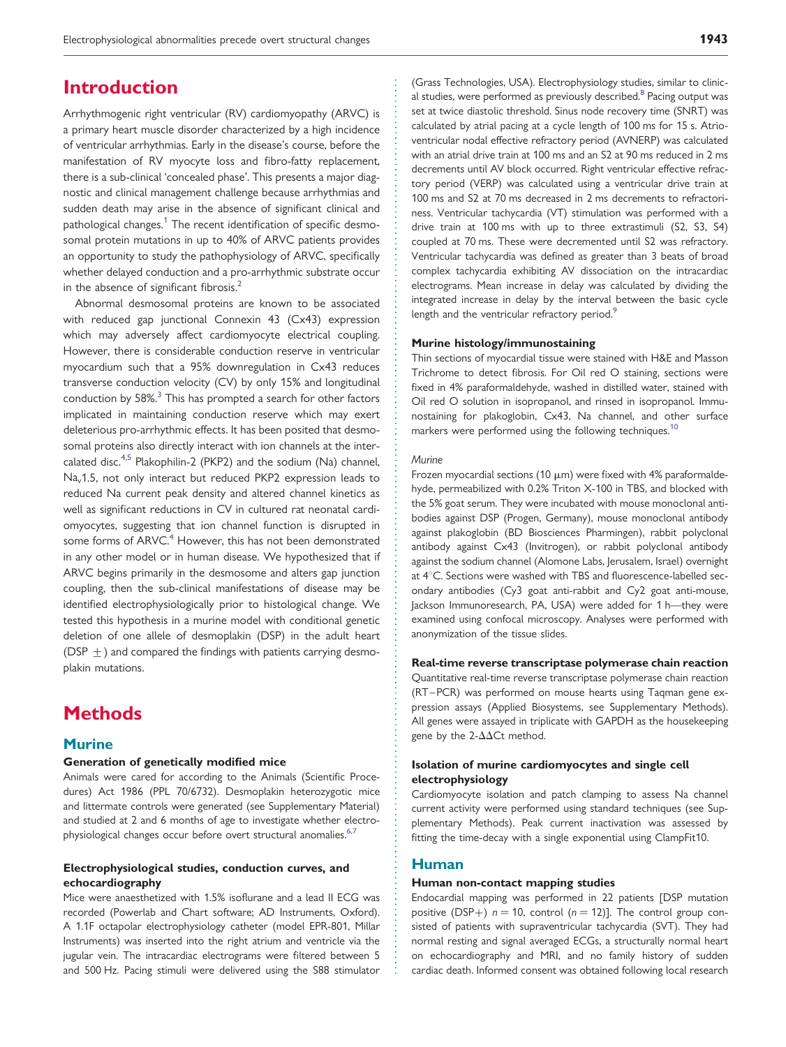# Introduction

Arrhythmogenic right ventricular (RV) cardiomyopathy (ARVC) is a primary heart muscle disorder characterized by a high incidence of ventricular arrhythmias. Early in the disease's course, before the manifestation of RV myocyte loss and fibro-fatty replacement, there is a sub-clinical 'concealed phase'. This presents a major diagnostic and clinical management challenge because arrhythmias and sudden death may arise in the absence of significant clinical and pathological changes.[1] The recent identification of specific desmosomal protein mutations in up to 40% of ARVC patients provides an opportunity to study the pathophysiology of ARVC, specifically whether delayed conduction and a pro-arrhythmic substrate occur in the absence of significant fibrosis.[2]

Abnormal desmosomal proteins are known to be associated with reduced gap junctional Connexin 43 (Cx43) expression which may adversely affect cardiomyocyte electrical coupling. However, there is considerable conduction reserve in ventricular myocardium such that a 95% downregulation in Cx43 reduces transverse conduction velocity (CV) by only 15% and longitudinal conduction by 58%.[3] This has prompted a search for other factors implicated in maintaining conduction reserve which may exert deleterious pro-arrhythmic effects. It has been posited that desmosomal proteins also directly interact with ion channels at the intercalated disc.[4,5] Plakophilin-2 (PKP2) and the sodium (Na) channel, $Na_v1.5$, not only interact but reduced PKP2 expression leads to reduced Na current peak density and altered channel kinetics as well as significant reductions in CV in cultured rat neonatal cardiomyocytes, suggesting that ion channel function is disrupted in some forms of ARVC.[4] However, this has not been demonstrated in any other model or in human disease. We hypothesized that if ARVC begins primarily in the desmosome and alters gap junction coupling, then the sub-clinical manifestations of disease may be identified electrophysiologically prior to histological change. We tested this hypothesis in a murine model with conditional genetic deletion of one allele of desmoplakin (DSP) in the adult heart (DSP $\pm$) and compared the findings with patients carrying desmoplakin mutations.

# Methods

## Murine

### Generation of genetically modified mice

Animals were cared for according to the Animals (Scientific Procedures) Act 1986 (PPL 70/6732). Desmoplakin heterozygotic mice and littermate controls were generated (see Supplementary Material) and studied at 2 and 6 months of age to investigate whether electrophysiological changes occur before overt structural anomalies.[6,7]

### Electrophysiological studies, conduction curves, and echocardiography

Mice were anaesthetized with 1.5% isoflurane and a lead II ECG was recorded (Powerlab and Chart software; AD Instruments, Oxford). A 1.1F octapolar electrophysiology catheter (model EPR-801, Millar Instruments) was inserted into the right atrium and ventricle via the jugular vein. The intracardiac electrograms were filtered between 5 and 500 Hz. Pacing stimuli were delivered using the S88 stimulator (Grass Technologies, USA). Electrophysiology studies, similar to clinical studies, were performed as previously described.[8] Pacing output was set at twice diastolic threshold. Sinus node recovery time (SNRT) was calculated by atrial pacing at a cycle length of 100 ms for 15 s. Atrioventricular nodal effective refractory period (AVNERP) was calculated with an atrial drive train at 100 ms and an S2 at 90 ms reduced in 2 ms decrements until AV block occurred. Right ventricular effective refractory period (VERP) was calculated using a ventricular drive train at 100 ms and S2 at 70 ms decreased in 2 ms decrements to refractoriness. Ventricular tachycardia (VT) stimulation was performed with a drive train at 100 ms with up to three extrastimuli (S2, S3, S4) coupled at 70 ms. These were decremented until S2 was refractory. Ventricular tachycardia was defined as greater than 3 beats of broad complex tachycardia exhibiting AV dissociation on the intracardiac electrograms. Mean increase in delay was calculated by dividing the integrated increase in delay by the interval between the basic cycle length and the ventricular refractory period.[9]

### Murine histology/immunostaining

Thin sections of myocardial tissue were stained with H&E and Masson Trichrome to detect fibrosis. For Oil red O staining, sections were fixed in 4% paraformaldehyde, washed in distilled water, stained with Oil red O solution in isopropanol, and rinsed in isopropanol. Immunostaining for plakoglobin, Cx43, Na channel, and other surface markers were performed using the following techniques.[10]

#### *Murine*

Frozen myocardial sections (10 μm) were fixed with 4% paraformaldehyde, permeabilized with 0.2% Triton X-100 in TBS, and blocked with the 5% goat serum. They were incubated with mouse monoclonal antibodies against DSP (Progen, Germany), mouse monoclonal antibody against plakoglobin (BD Biosciences Pharmingen), rabbit polyclonal antibody against Cx43 (Invitrogen), or rabbit polyclonal antibody against the sodium channel (Alomone Labs, Jerusalem, Israel) overnight at 4°C. Sections were washed with TBS and fluorescence-labelled secondary antibodies (Cy3 goat anti-rabbit and Cy2 goat anti-mouse, Jackson Immunoresearch, PA, USA) were added for 1 h—they were examined using confocal microscopy. Analyses were performed with anonymization of the tissue slides.

### Real-time reverse transcriptase polymerase chain reaction

Quantitative real-time reverse transcriptase polymerase chain reaction (RT–PCR) was performed on mouse hearts using Taqman gene expression assays (Applied Biosystems, see Supplementary Methods). All genes were assayed in triplicate with GAPDH as the housekeeping gene by the 2-ΔΔCt method.

### Isolation of murine cardiomyocytes and single cell electrophysiology

Cardiomyocyte isolation and patch clamping to assess Na channel current activity were performed using standard techniques (see Supplementary Methods). Peak current inactivation was assessed by fitting the time-decay with a single exponential using ClampFit10.

## Human

### Human non-contact mapping studies

Endocardial mapping was performed in 22 patients [DSP mutation positive (DSP+) $n = 10$, control ($n = 12$)]. The control group consisted of patients with supraventricular tachycardia (SVT). They had normal resting and signal averaged ECGs, a structurally normal heart on echocardiography and MRI, and no family history of sudden cardiac death. Informed consent was obtained following local research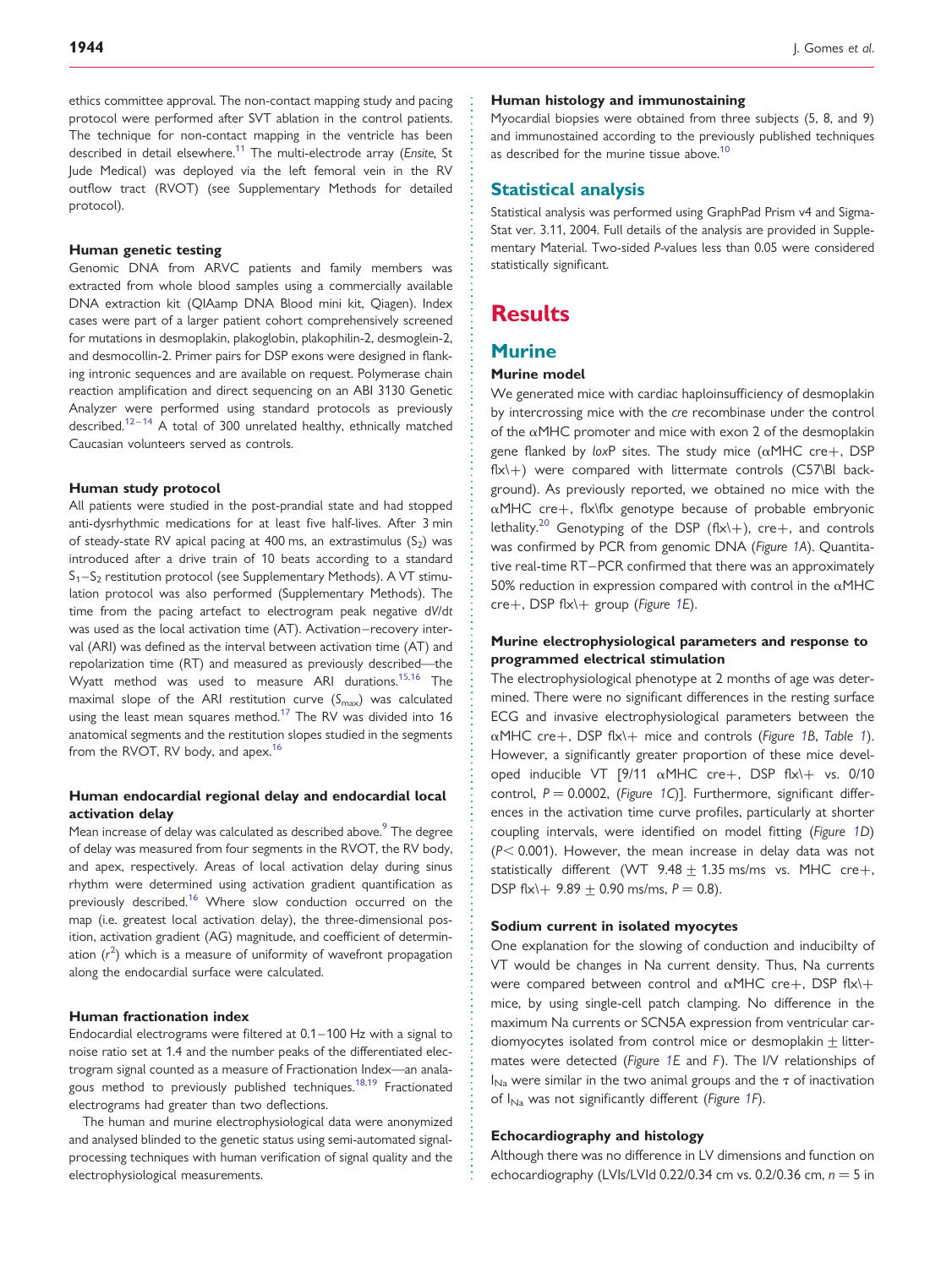ethics committee approval. The non-contact mapping study and pacing protocol were performed after SVT ablation in the control patients. The technique for non-contact mapping in the ventricle has been described in detail elsewhere.[11] The multi-electrode array (*Ensite*, St Jude Medical) was deployed via the left femoral vein in the RV outflow tract (RVOT) (see Supplementary Methods for detailed protocol).

#### Human genetic testing

Genomic DNA from ARVC patients and family members was extracted from whole blood samples using a commercially available DNA extraction kit (QIAamp DNA Blood mini kit, Qiagen). Index cases were part of a larger patient cohort comprehensively screened for mutations in desmoplakin, plakoglobin, plakophilin-2, desmoglein-2, and desmocollin-2. Primer pairs for DSP exons were designed in flanking intronic sequences and are available on request. Polymerase chain reaction amplification and direct sequencing on an ABI 3130 Genetic Analyzer were performed using standard protocols as previously described.[12–14] A total of 300 unrelated healthy, ethnically matched Caucasian volunteers served as controls.

#### Human study protocol

All patients were studied in the post-prandial state and had stopped anti-dysrhythmic medications for at least five half-lives. After 3 min of steady-state RV apical pacing at 400 ms, an extrastimulus ($S_2$) was introduced after a drive train of 10 beats according to a standard $S_1$–$S_2$ restitution protocol (see Supplementary Methods). A VT stimulation protocol was also performed (Supplementary Methods). The time from the pacing artefact to electrogram peak negative d*V*/d*t* was used as the local activation time (AT). Activation–recovery interval (ARI) was defined as the interval between activation time (AT) and repolarization time (RT) and measured as previously described—the Wyatt method was used to measure ARI durations.[15,16] The maximal slope of the ARI restitution curve ($S_{max}$) was calculated using the least mean squares method.[17] The RV was divided into 16 anatomical segments and the restitution slopes studied in the segments from the RVOT, RV body, and apex.[16]

#### Human endocardial regional delay and endocardial local activation delay

Mean increase of delay was calculated as described above.[9] The degree of delay was measured from four segments in the RVOT, the RV body, and apex, respectively. Areas of local activation delay during sinus rhythm were determined using activation gradient quantification as previously described.[16] Where slow conduction occurred on the map (i.e. greatest local activation delay), the three-dimensional position, activation gradient (AG) magnitude, and coefficient of determination ($r^2$) which is a measure of uniformity of wavefront propagation along the endocardial surface were calculated.

#### Human fractionation index

Endocardial electrograms were filtered at 0.1–100 Hz with a signal to noise ratio set at 1.4 and the number peaks of the differentiated electrogram signal counted as a measure of Fractionation Index—an analagous method to previously published techniques.[18,19] Fractionated electrograms had greater than two deflections.

The human and murine electrophysiological data were anonymized and analysed blinded to the genetic status using semi-automated signal-processing techniques with human verification of signal quality and the electrophysiological measurements.

#### Human histology and immunostaining

Myocardial biopsies were obtained from three subjects (5, 8, and 9) and immunostained according to the previously published techniques as described for the murine tissue above.[10]

### Statistical analysis

Statistical analysis was performed using GraphPad Prism v4 and SigmaStat ver. 3.11, 2004. Full details of the analysis are provided in Supplementary Material. Two-sided *P*-values less than 0.05 were considered statistically significant.

# Results

## Murine

#### Murine model

We generated mice with cardiac haploinsufficiency of desmoplakin by intercrossing mice with the *cre* recombinase under the control of the αMHC promoter and mice with exon 2 of the desmoplakin gene flanked by *lox*P sites. The study mice (αMHC cre+, DSP flx\+) were compared with littermate controls (C57\Bl background). As previously reported, we obtained no mice with the αMHC cre+, flx\flx genotype because of probable embryonic lethality.[20] Genotyping of the DSP (flx\+), cre+, and controls was confirmed by PCR from genomic DNA (*Figure 1A*). Quantitative real-time RT–PCR confirmed that there was an approximately 50% reduction in expression compared with control in the αMHC cre+, DSP flx\+ group (*Figure 1E*).

#### Murine electrophysiological parameters and response to programmed electrical stimulation

The electrophysiological phenotype at 2 months of age was determined. There were no significant differences in the resting surface ECG and invasive electrophysiological parameters between the αMHC cre+, DSP flx\+ mice and controls (*Figure 1B*, *Table 1*). However, a significantly greater proportion of these mice developed inducible VT [9/11 αMHC cre+, DSP flx\+ vs. 0/10 control, $P = 0.0002$, (*Figure 1C*)]. Furthermore, significant differences in the activation time curve profiles, particularly at shorter coupling intervals, were identified on model fitting (*Figure 1D*) ($P < 0.001$). However, the mean increase in delay data was not statistically different (WT 9.48 ± 1.35 ms/ms vs. MHC cre+, DSP flx\+ 9.89 ± 0.90 ms/ms, $P = 0.8$).

#### Sodium current in isolated myocytes

One explanation for the slowing of conduction and inducibilty of VT would be changes in Na current density. Thus, Na currents were compared between control and αMHC cre+, DSP flx\+ mice, by using single-cell patch clamping. No difference in the maximum Na currents or SCN5A expression from ventricular cardiomyocytes isolated from control mice or desmoplakin ± littermates were detected (*Figure 1E* and *F*). The I/V relationships of $I_{Na}$ were similar in the two animal groups and the τ of inactivation of $I_{Na}$ was not significantly different (*Figure 1F*).

#### Echocardiography and histology

Although there was no difference in LV dimensions and function on echocardiography (LVIs/LVId 0.22/0.34 cm vs. 0.2/0.36 cm, $n = 5$ in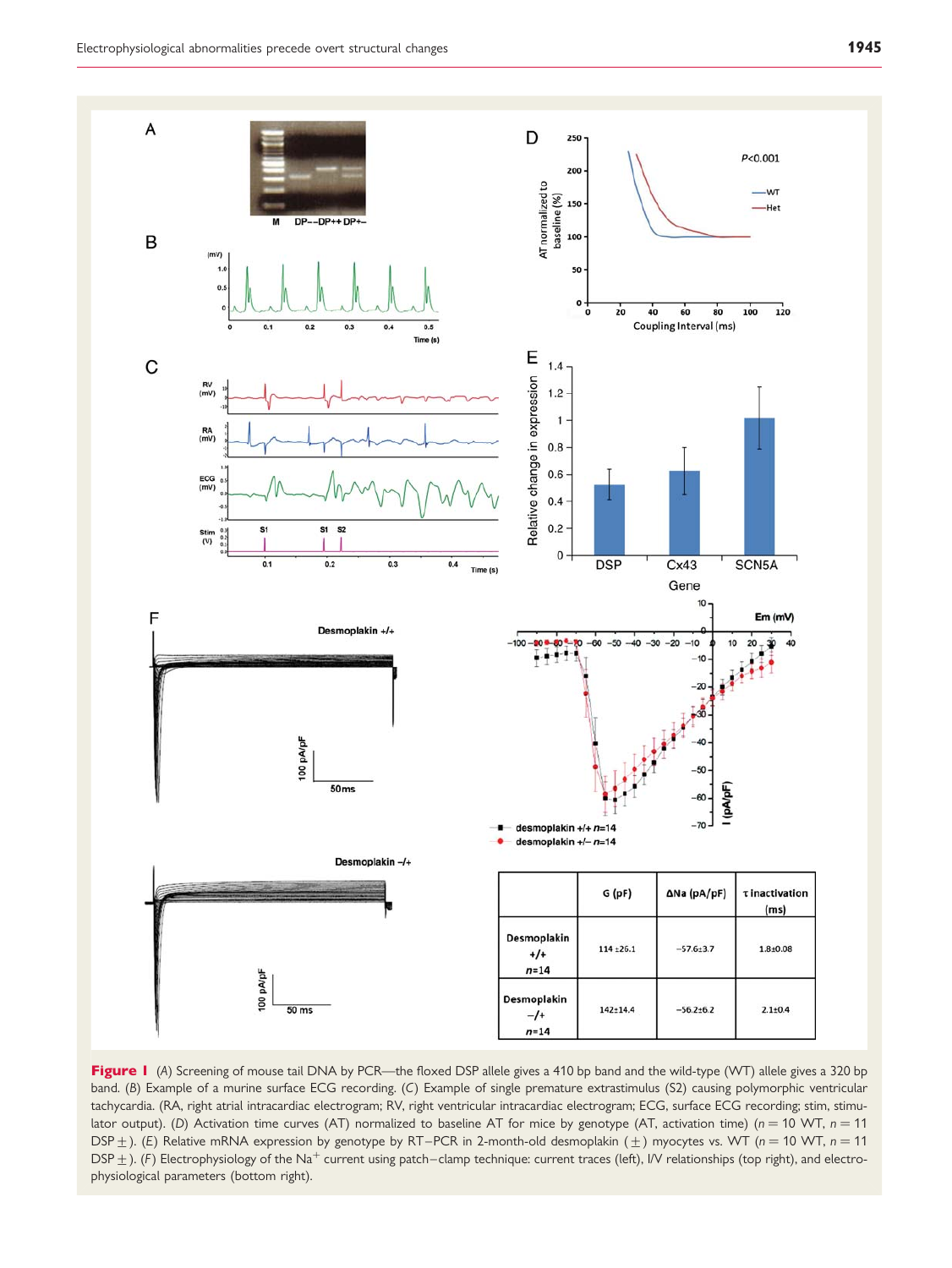| | G (pF) | ΔNa (pA/pF) | τ inactivation (ms) |
|---|---|---|---|
| Desmoplakin +/+ n=14 | 114 ±26.1 | −57.6±3.7 | 1.8±0.08 |
| Desmoplakin −/+ n=14 | 142±14.4 | −56.2±6.2 | 2.1±0.4 |

**Figure 1** (A) Screening of mouse tail DNA by PCR—the floxed DSP allele gives a 410 bp band and the wild-type (WT) allele gives a 320 bp band. (B) Example of a murine surface ECG recording. (C) Example of single premature extrastimulus (S2) causing polymorphic ventricular tachycardia. (RA, right atrial intracardiac electrogram; RV, right ventricular intracardiac electrogram; ECG, surface ECG recording; stim, stimulator output). (D) Activation time curves (AT) normalized to baseline AT for mice by genotype (AT, activation time) ($n = 10$ WT, $n = 11$ DSP ±). (E) Relative mRNA expression by genotype by RT–PCR in 2-month-old desmoplakin (±) myocytes vs. WT ($n = 10$ WT, $n = 11$ DSP ±). (F) Electrophysiology of the $Na^+$ current using patch–clamp technique: current traces (left), I/V relationships (top right), and electrophysiological parameters (bottom right).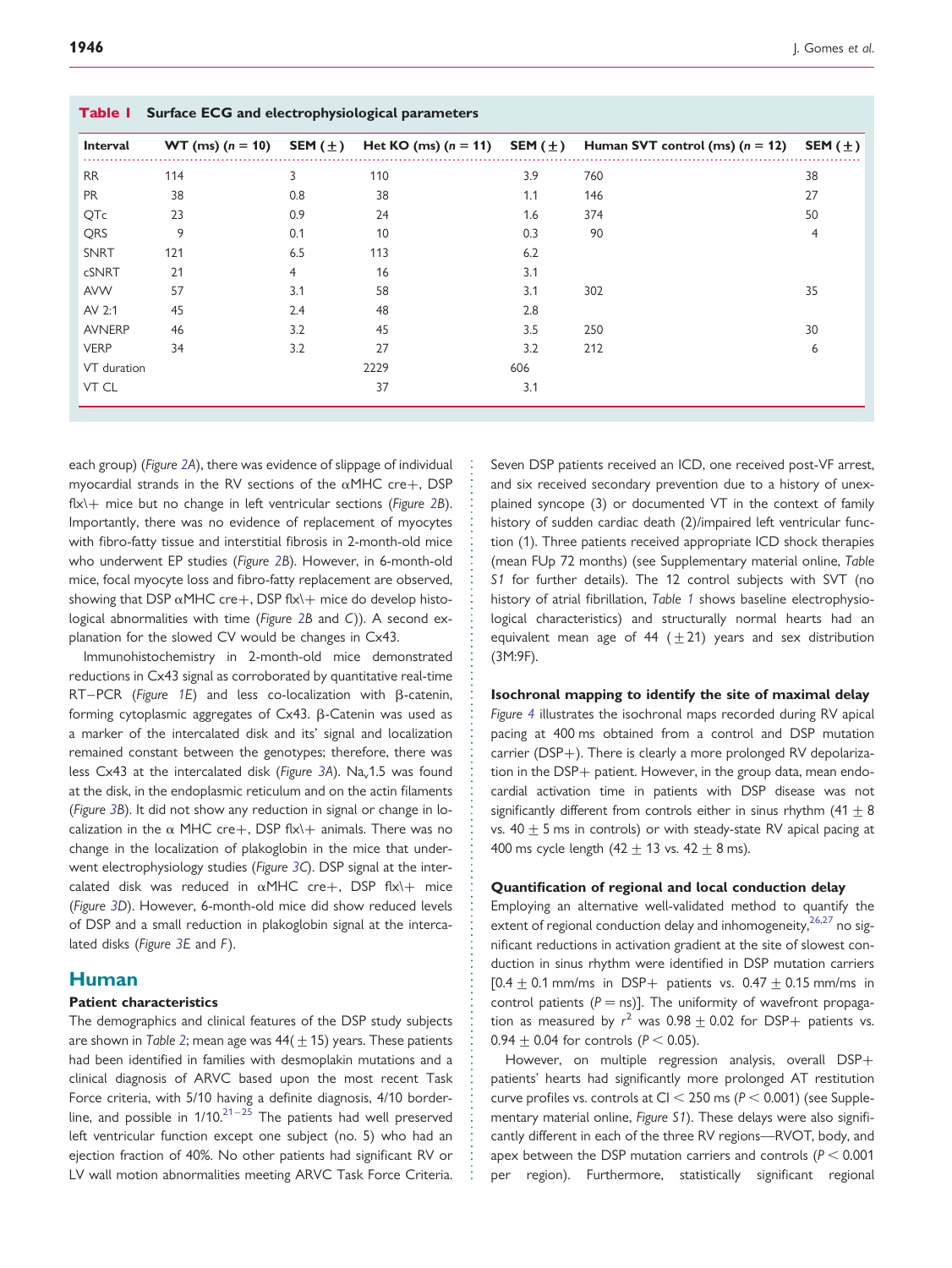**Table 1** Surface ECG and electrophysiological parameters

| Interval | WT (ms) ($n = 10$) | SEM (±) | Het KO (ms) ($n = 11$) | SEM (±) | Human SVT control (ms) ($n = 12$) | SEM (±) |
|---|---|---|---|---|---|---|
| RR | 114 | 3 | 110 | 3.9 | 760 | 38 |
| PR | 38 | 0.8 | 38 | 1.1 | 146 | 27 |
| QTc | 23 | 0.9 | 24 | 1.6 | 374 | 50 |
| QRS | 9 | 0.1 | 10 | 0.3 | 90 | 4 |
| SNRT | 121 | 6.5 | 113 | 6.2 | | |
| cSNRT | 21 | 4 | 16 | 3.1 | | |
| AVW | 57 | 3.1 | 58 | 3.1 | 302 | 35 |
| AV 2:1 | 45 | 2.4 | 48 | 2.8 | | |
| AVNERP | 46 | 3.2 | 45 | 3.5 | 250 | 30 |
| VERP | 34 | 3.2 | 27 | 3.2 | 212 | 6 |
| VT duration | | | 2229 | 606 | | |
| VT CL | | | 37 | 3.1 | | |

each group) (*Figure 2A*), there was evidence of slippage of individual myocardial strands in the RV sections of the αMHC cre+, DSP flx\+ mice but no change in left ventricular sections (*Figure 2B*). Importantly, there was no evidence of replacement of myocytes with fibro-fatty tissue and interstitial fibrosis in 2-month-old mice who underwent EP studies (*Figure 2B*). However, in 6-month-old mice, focal myocyte loss and fibro-fatty replacement are observed, showing that DSP αMHC cre+, DSP flx\+ mice do develop histological abnormalities with time (*Figure 2B* and *C*)). A second explanation for the slowed CV would be changes in Cx43.

Immunohistochemistry in 2-month-old mice demonstrated reductions in Cx43 signal as corroborated by quantitative real-time RT–PCR (*Figure 1E*) and less co-localization with β-catenin, forming cytoplasmic aggregates of Cx43. β-Catenin was used as a marker of the intercalated disk and its' signal and localization remained constant between the genotypes; therefore, there was less Cx43 at the intercalated disk (*Figure 3A*). $Na_v1.5$ was found at the disk, in the endoplasmic reticulum and on the actin filaments (*Figure 3B*). It did not show any reduction in signal or change in localization in the α MHC cre+, DSP flx\+ animals. There was no change in the localization of plakoglobin in the mice that underwent electrophysiology studies (*Figure 3C*). DSP signal at the intercalated disk was reduced in αMHC cre+, DSP flx\+ mice (*Figure 3D*). However, 6-month-old mice did show reduced levels of DSP and a small reduction in plakoglobin signal at the intercalated disks (*Figure 3E* and *F*).

## Human

### Patient characteristics

The demographics and clinical features of the DSP study subjects are shown in *Table 2*; mean age was 44(±15) years. These patients had been identified in families with desmoplakin mutations and a clinical diagnosis of ARVC based upon the most recent Task Force criteria, with 5/10 having a definite diagnosis, 4/10 borderline, and possible in 1/10.[21–25] The patients had well preserved left ventricular function except one subject (no. 5) who had an ejection fraction of 40%. No other patients had significant RV or LV wall motion abnormalities meeting ARVC Task Force Criteria. Seven DSP patients received an ICD, one received post-VF arrest, and six received secondary prevention due to a history of unexplained syncope (3) or documented VT in the context of family history of sudden cardiac death (2)/impaired left ventricular function (1). Three patients received appropriate ICD shock therapies (mean FUp 72 months) (see Supplementary material online, *Table S1* for further details). The 12 control subjects with SVT (no history of atrial fibrillation, *Table 1* shows baseline electrophysiological characteristics) and structurally normal hearts had an equivalent mean age of 44 (±21) years and sex distribution (3M:9F).

### Isochronal mapping to identify the site of maximal delay

*Figure 4* illustrates the isochronal maps recorded during RV apical pacing at 400 ms obtained from a control and DSP mutation carrier (DSP+). There is clearly a more prolonged RV depolarization in the DSP+ patient. However, in the group data, mean endocardial activation time in patients with DSP disease was not significantly different from controls either in sinus rhythm (41 ± 8 vs. 40 ± 5 ms in controls) or with steady-state RV apical pacing at 400 ms cycle length (42 ± 13 vs. 42 ± 8 ms).

### Quantification of regional and local conduction delay

Employing an alternative well-validated method to quantify the extent of regional conduction delay and inhomogeneity,[26,27] no significant reductions in activation gradient at the site of slowest conduction in sinus rhythm were identified in DSP mutation carriers [0.4 ± 0.1 mm/ms in DSP+ patients vs. 0.47 ± 0.15 mm/ms in control patients ($P$ = ns)]. The uniformity of wavefront propagation as measured by $r^2$ was 0.98 ± 0.02 for DSP+ patients vs. 0.94 ± 0.04 for controls ($P < 0.05$).

However, on multiple regression analysis, overall DSP+ patients' hearts had significantly more prolonged AT restitution curve profiles vs. controls at CI < 250 ms ($P < 0.001$) (see Supplementary material online, *Figure S1*). These delays were also significantly different in each of the three RV regions—RVOT, body, and apex between the DSP mutation carriers and controls ($P < 0.001$ per region). Furthermore, statistically significant regional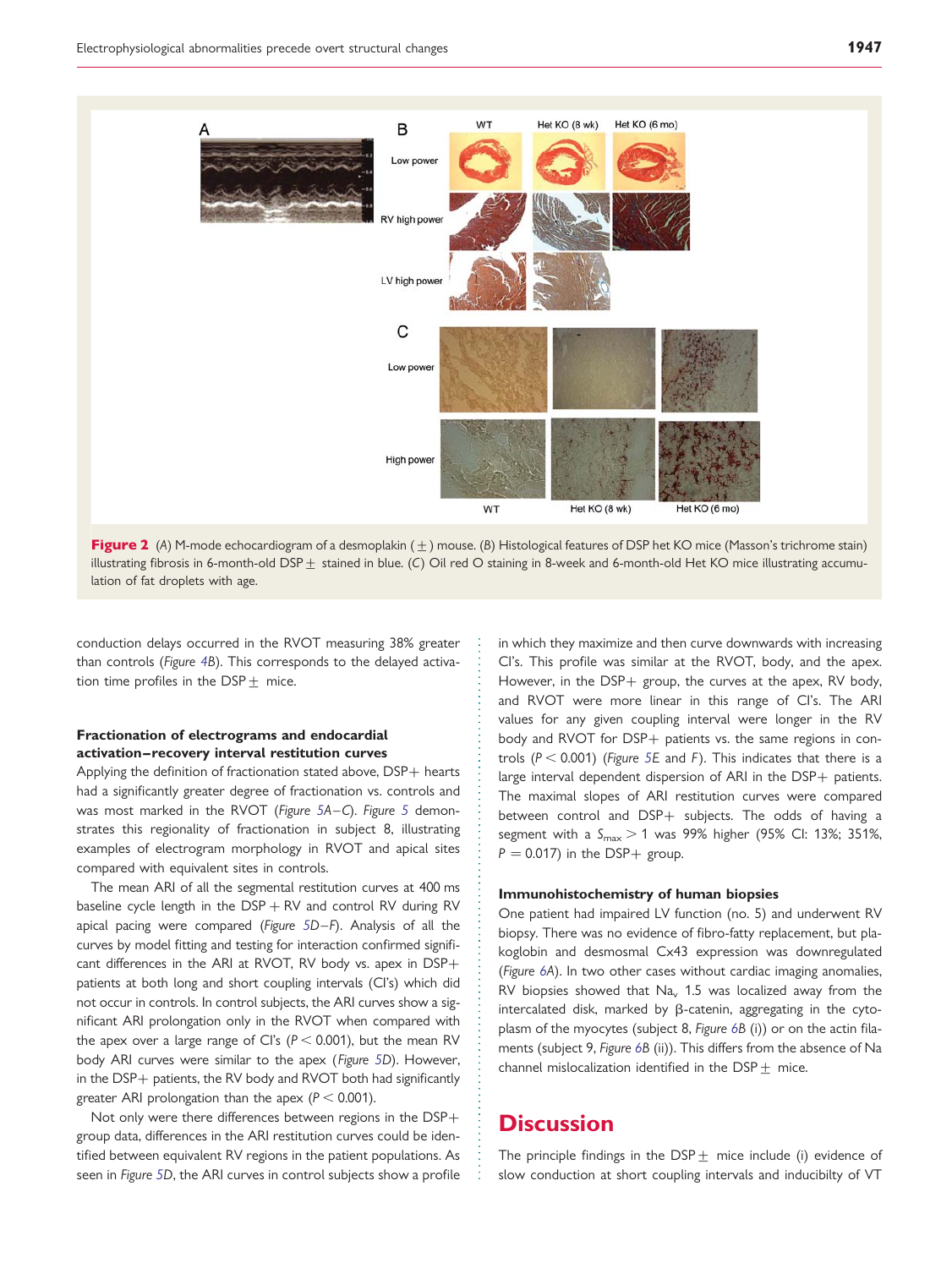**Figure 2** (*A*) M-mode echocardiogram of a desmoplakin (±) mouse. (*B*) Histological features of DSP het KO mice (Masson's trichrome stain) illustrating fibrosis in 6-month-old DSP± stained in blue. (*C*) Oil red O staining in 8-week and 6-month-old Het KO mice illustrating accumulation of fat droplets with age.

conduction delays occurred in the RVOT measuring 38% greater than controls (*Figure 4B*). This corresponds to the delayed activation time profiles in the DSP± mice.

### Fractionation of electrograms and endocardial activation–recovery interval restitution curves

Applying the definition of fractionation stated above, DSP+ hearts had a significantly greater degree of fractionation vs. controls and was most marked in the RVOT (*Figure 5A–C*). *Figure 5* demonstrates this regionality of fractionation in subject 8, illustrating examples of electrogram morphology in RVOT and apical sites compared with equivalent sites in controls.

The mean ARI of all the segmental restitution curves at 400 ms baseline cycle length in the DSP + RV and control RV during RV apical pacing were compared (*Figure 5D–F*). Analysis of all the curves by model fitting and testing for interaction confirmed significant differences in the ARI at RVOT, RV body vs. apex in DSP+ patients at both long and short coupling intervals (CI's) which did not occur in controls. In control subjects, the ARI curves show a significant ARI prolongation only in the RVOT when compared with the apex over a large range of CI's ($P < 0.001$), but the mean RV body ARI curves were similar to the apex (*Figure 5D*). However, in the DSP+ patients, the RV body and RVOT both had significantly greater ARI prolongation than the apex ($P < 0.001$).

Not only were there differences between regions in the DSP+ group data, differences in the ARI restitution curves could be identified between equivalent RV regions in the patient populations. As seen in *Figure 5D*, the ARI curves in control subjects show a profile in which they maximize and then curve downwards with increasing CI's. This profile was similar at the RVOT, body, and the apex. However, in the DSP+ group, the curves at the apex, RV body, and RVOT were more linear in this range of CI's. The ARI values for any given coupling interval were longer in the RV body and RVOT for DSP+ patients vs. the same regions in controls ($P < 0.001$) (*Figure 5E* and *F*). This indicates that there is a large interval dependent dispersion of ARI in the DSP+ patients. The maximal slopes of ARI restitution curves were compared between control and DSP+ subjects. The odds of having a segment with a $S_{max} > 1$ was 99% higher (95% CI: 13%; 351%, $P = 0.017$) in the DSP+ group.

### Immunohistochemistry of human biopsies

One patient had impaired LV function (no. 5) and underwent RV biopsy. There was no evidence of fibro-fatty replacement, but plakoglobin and desmosmal Cx43 expression was downregulated (*Figure 6A*). In two other cases without cardiac imaging anomalies, RV biopsies showed that $Na_v$ 1.5 was localized away from the intercalated disk, marked by β-catenin, aggregating in the cytoplasm of the myocytes (subject 8, *Figure 6B* (i)) or on the actin filaments (subject 9, *Figure 6B* (ii)). This differs from the absence of Na channel mislocalization identified in the DSP± mice.

# Discussion

The principle findings in the DSP± mice include (i) evidence of slow conduction at short coupling intervals and inducibilty of VT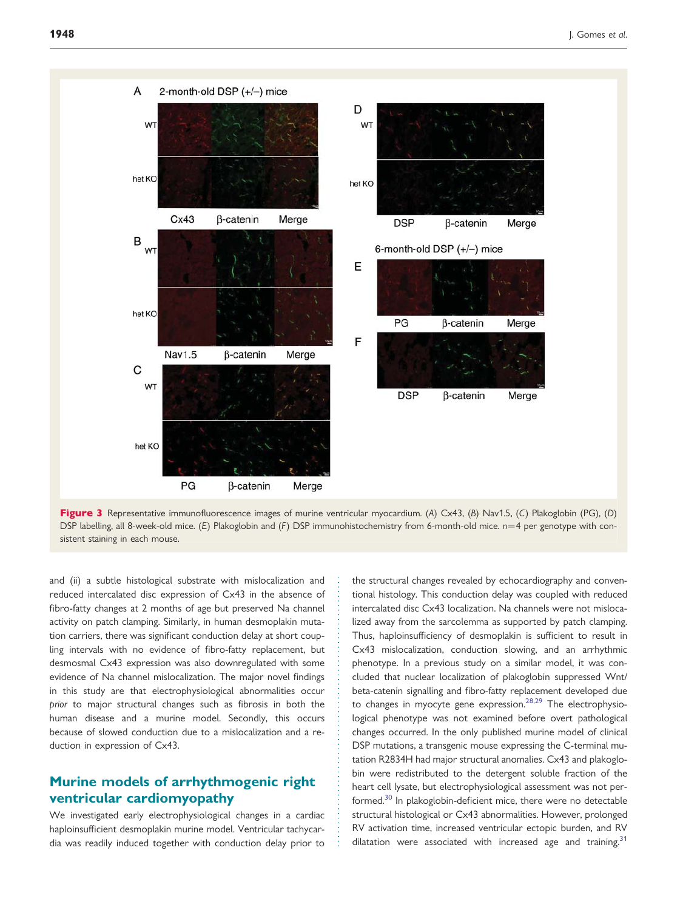**Figure 3** Representative immunofluorescence images of murine ventricular myocardium. (*A*) Cx43, (*B*) Nav1.5, (*C*) Plakoglobin (PG), (*D*) DSP labelling, all 8-week-old mice. (*E*) Plakoglobin and (*F*) DSP immunohistochemistry from 6-month-old mice. $n=4$ per genotype with consistent staining in each mouse.

and (ii) a subtle histological substrate with mislocalization and reduced intercalated disc expression of Cx43 in the absence of fibro-fatty changes at 2 months of age but preserved Na channel activity on patch clamping. Similarly, in human desmoplakin mutation carriers, there was significant conduction delay at short coupling intervals with no evidence of fibro-fatty replacement, but desmosmal Cx43 expression was also downregulated with some evidence of Na channel mislocalization. The major novel findings in this study are that electrophysiological abnormalities occur *prior* to major structural changes such as fibrosis in both the human disease and a murine model. Secondly, this occurs because of slowed conduction due to a mislocalization and a reduction in expression of Cx43.

## Murine models of arrhythmogenic right ventricular cardiomyopathy

We investigated early electrophysiological changes in a cardiac haploinsufficient desmoplakin murine model. Ventricular tachycardia was readily induced together with conduction delay prior to the structural changes revealed by echocardiography and conventional histology. This conduction delay was coupled with reduced intercalated disc Cx43 localization. Na channels were not mislocalized away from the sarcolemma as supported by patch clamping. Thus, haploinsufficiency of desmoplakin is sufficient to result in Cx43 mislocalization, conduction slowing, and an arrhythmic phenotype. In a previous study on a similar model, it was concluded that nuclear localization of plakoglobin suppressed Wnt/beta-catenin signalling and fibro-fatty replacement developed due to changes in myocyte gene expression.[28,29] The electrophysiological phenotype was not examined before overt pathological changes occurred. In the only published murine model of clinical DSP mutations, a transgenic mouse expressing the C-terminal mutation R2834H had major structural anomalies. Cx43 and plakoglobin were redistributed to the detergent soluble fraction of the heart cell lysate, but electrophysiological assessment was not performed.[30] In plakoglobin-deficient mice, there were no detectable structural histological or Cx43 abnormalities. However, prolonged RV activation time, increased ventricular ectopic burden, and RV dilatation were associated with increased age and training.[31]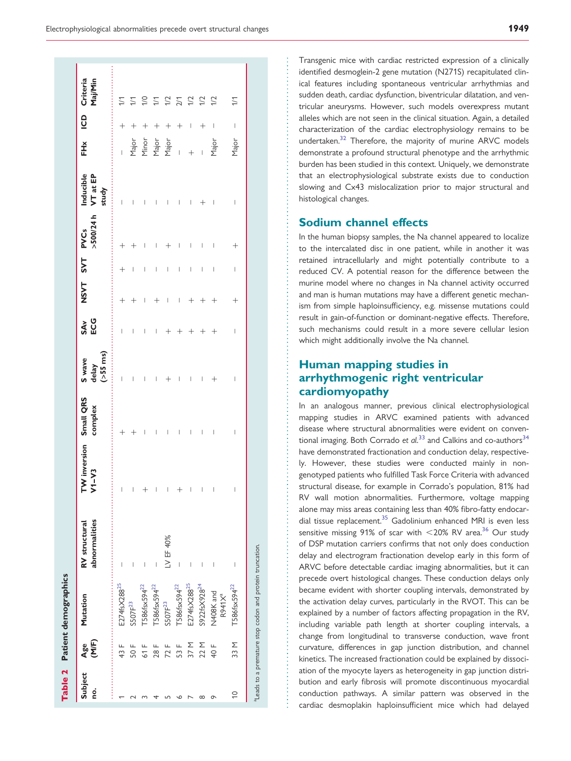**Table 2** Patient demographics

| Subject no. | Age (M/F) | Mutation | RV structural abnormalities | TW inversion V1–V3 | Small QRS complex | S wave delay (>55 ms) | SAv ECG | NSVT | SVT | PVCs >500/24 h | Inducible VT at EP study | FHx | ICD | Criteria Maj/Min |
|---|---|---|---|---|---|---|---|---|---|---|---|---|---|---|
| 1 | 43 F | E274fsX288[25] | – | – | + | – | – | + | + | + | – | – | + | 1/1 |
| 2 | 50 F | S507F[23] | – | – | + | – | – | + | – | + | – | Major | + | 1/1 |
| 3 | 61 F | T586fsX594[22] | – | + | – | – | – | – | – | – | – | Minor | + | 1/0 |
| 4 | 28 F | T586fsX594[22] | – | – | – | – | – | + | – | – | – | Major | + | 1/1 |
| 5 | 72 F | S507F[23] | LV EF 40% | – | – | + | + | – | – | + | – | Major | + | 1/2 |
| 6 | 53 F | T586fsX594[22] | – | + | – | – | + | – | – | – | – | – | + | 2/1 |
| 7 | 37 M | E274fsX288[25] | – | – | – | – | + | + | – | – | – | + | – | 1/2 |
| 8 | 22 M | S922fsX928[24] | – | – | – | – | + | + | – | – | + | – | + | 1/2 |
| 9 | 40 F | N408K and R941X[a] | – | – | – | + | + | + | – | – | – | Major | – | 1/2 |
| 10 | 33 M | T586fsX594[22] | – | – | – | – | – | + | – | + | – | Major | – | 1/1 |

[a]Leads to a premature stop codon and protein truncation.

Transgenic mice with cardiac restricted expression of a clinically identified desmoglein-2 gene mutation (N271S) recapitulated clinical features including spontaneous ventricular arrhythmias and sudden death, cardiac dysfunction, biventricular dilatation, and ventricular aneurysms. However, such models overexpress mutant alleles which are not seen in the clinical situation. Again, a detailed characterization of the cardiac electrophysiology remains to be undertaken.[32] Therefore, the majority of murine ARVC models demonstrate a profound structural phenotype and the arrhythmic burden has been studied in this context. Uniquely, we demonstrate that an electrophysiological substrate exists due to conduction slowing and Cx43 mislocalization prior to major structural and histological changes.

## Sodium channel effects

In the human biopsy samples, the Na channel appeared to localize to the intercalated disc in one patient, while in another it was retained intracellularly and might potentially contribute to a reduced CV. A potential reason for the difference between the murine model where no changes in Na channel activity occurred and man is human mutations may have a different genetic mechanism from simple haploinsufficiency, e.g. missense mutations could result in gain-of-function or dominant-negative effects. Therefore, such mechanisms could result in a more severe cellular lesion which might additionally involve the Na channel.

## Human mapping studies in arrhythmogenic right ventricular cardiomyopathy

In an analogous manner, previous clinical electrophysiological mapping studies in ARVC examined patients with advanced disease where structural abnormalities were evident on conventional imaging. Both Corrado *et al.*[33] and Calkins and co-authors[34] have demonstrated fractionation and conduction delay, respectively. However, these studies were conducted mainly in non-genotyped patients who fulfilled Task Force Criteria with advanced structural disease, for example in Corrado's population, 81% had RV wall motion abnormalities. Furthermore, voltage mapping alone may miss areas containing less than 40% fibro-fatty endocardial tissue replacement.[35] Gadolinium enhanced MRI is even less sensitive missing 91% of scar with <20% RV area.[36] Our study of DSP mutation carriers confirms that not only does conduction delay and electrogram fractionation develop early in this form of ARVC before detectable cardiac imaging abnormalities, but it can precede overt histological changes. These conduction delays only became evident with shorter coupling intervals, demonstrated by the activation delay curves, particularly in the RVOT. This can be explained by a number of factors affecting propagation in the RV, including variable path length at shorter coupling intervals, a change from longitudinal to transverse conduction, wave front curvature, differences in gap junction distribution, and channel kinetics. The increased fractionation could be explained by dissociation of the myocyte layers as heterogeneity in gap junction distribution and early fibrosis will promote discontinuous myocardial conduction pathways. A similar pattern was observed in the cardiac desmoplakin haploinsufficient mice which had delayed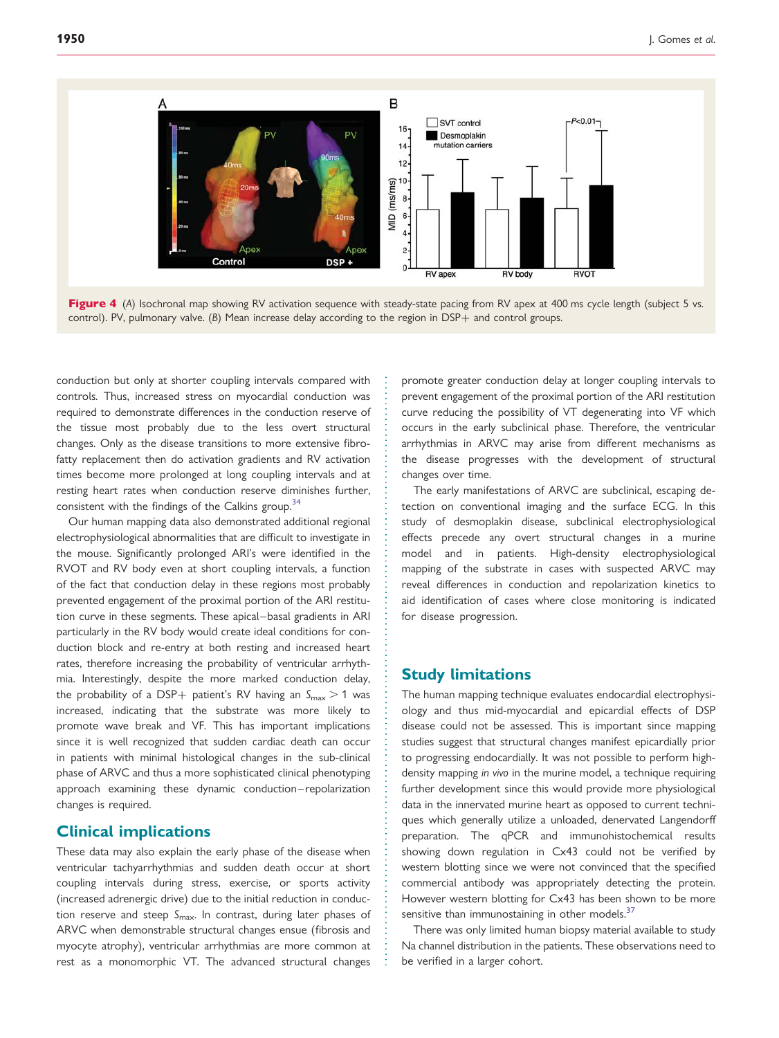**Figure 4** (*A*) Isochronal map showing RV activation sequence with steady-state pacing from RV apex at 400 ms cycle length (subject 5 vs. control). PV, pulmonary valve. (*B*) Mean increase delay according to the region in DSP+ and control groups.

conduction but only at shorter coupling intervals compared with controls. Thus, increased stress on myocardial conduction was required to demonstrate differences in the conduction reserve of the tissue most probably due to the less overt structural changes. Only as the disease transitions to more extensive fibro-fatty replacement then do activation gradients and RV activation times become more prolonged at long coupling intervals and at resting heart rates when conduction reserve diminishes further, consistent with the findings of the Calkins group.[34]

Our human mapping data also demonstrated additional regional electrophysiological abnormalities that are difficult to investigate in the mouse. Significantly prolonged ARI's were identified in the RVOT and RV body even at short coupling intervals, a function of the fact that conduction delay in these regions most probably prevented engagement of the proximal portion of the ARI restitution curve in these segments. These apical–basal gradients in ARI particularly in the RV body would create ideal conditions for conduction block and re-entry at both resting and increased heart rates, therefore increasing the probability of ventricular arrhythmia. Interestingly, despite the more marked conduction delay, the probability of a DSP+ patient's RV having an $S_{max} > 1$ was increased, indicating that the substrate was more likely to promote wave break and VF. This has important implications since it is well recognized that sudden cardiac death can occur in patients with minimal histological changes in the sub-clinical phase of ARVC and thus a more sophisticated clinical phenotyping approach examining these dynamic conduction–repolarization changes is required.

## Clinical implications

These data may also explain the early phase of the disease when ventricular tachyarrhythmias and sudden death occur at short coupling intervals during stress, exercise, or sports activity (increased adrenergic drive) due to the initial reduction in conduction reserve and steep $S_{max}$. In contrast, during later phases of ARVC when demonstrable structural changes ensue (fibrosis and myocyte atrophy), ventricular arrhythmias are more common at rest as a monomorphic VT. The advanced structural changes promote greater conduction delay at longer coupling intervals to prevent engagement of the proximal portion of the ARI restitution curve reducing the possibility of VT degenerating into VF which occurs in the early subclinical phase. Therefore, the ventricular arrhythmias in ARVC may arise from different mechanisms as the disease progresses with the development of structural changes over time.

The early manifestations of ARVC are subclinical, escaping detection on conventional imaging and the surface ECG. In this study of desmoplakin disease, subclinical electrophysiological effects precede any overt structural changes in a murine model and in patients. High-density electrophysiological mapping of the substrate in cases with suspected ARVC may reveal differences in conduction and repolarization kinetics to aid identification of cases where close monitoring is indicated for disease progression.

## Study limitations

The human mapping technique evaluates endocardial electrophysiology and thus mid-myocardial and epicardial effects of DSP disease could not be assessed. This is important since mapping studies suggest that structural changes manifest epicardially prior to progressing endocardially. It was not possible to perform high-density mapping *in vivo* in the murine model, a technique requiring further development since this would provide more physiological data in the innervated murine heart as opposed to current techniques which generally utilize a unloaded, denervated Langendorff preparation. The qPCR and immunohistochemical results showing down regulation in Cx43 could not be verified by western blotting since we were not convinced that the specified commercial antibody was appropriately detecting the protein. However western blotting for Cx43 has been shown to be more sensitive than immunostaining in other models.[37]

There was only limited human biopsy material available to study Na channel distribution in the patients. These observations need to be verified in a larger cohort.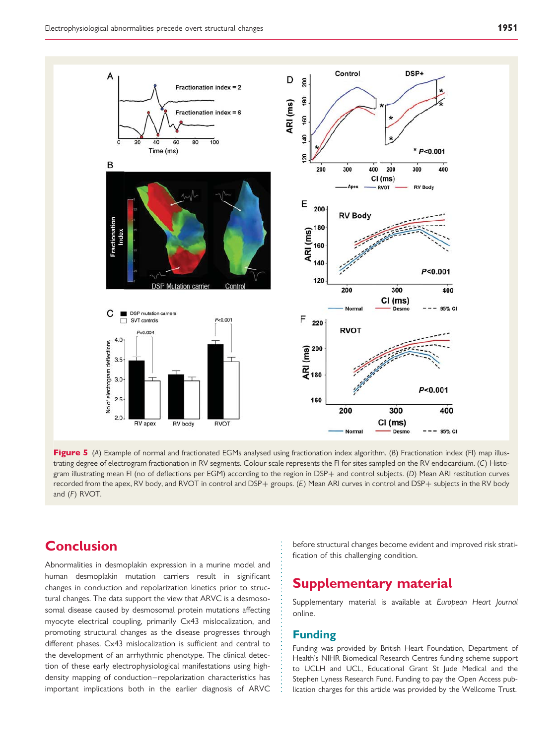**Figure 5** (*A*) Example of normal and fractionated EGMs analysed using fractionation index algorithm. (*B*) Fractionation index (FI) map illustrating degree of electrogram fractionation in RV segments. Colour scale represents the FI for sites sampled on the RV endocardium. (*C*) Histogram illustrating mean FI (no of deflections per EGM) according to the region in DSP+ and control subjects. (*D*) Mean ARI curves recorded from the apex, RV body, and RVOT in control and DSP+ groups. (*E*) Mean ARI curves in control and DSP+ subjects in the RV body and (*F*) RVOT.

## Conclusion

Abnormalities in desmoplakin expression in a murine model and human desmoplakin mutation carriers result in significant changes in conduction and repolarization kinetics prior to structural changes. The data support the view that ARVC is a desmosomal disease caused by desmosomal protein mutations affecting myocyte electrical coupling, primarily Cx43 mislocalization, and promoting structural changes as the disease progresses through different phases. Cx43 mislocalization is sufficient and central to the development of an arrhythmic phenotype. The clinical detection of these early electrophysiological manifestations using high-density mapping of conduction–repolarization characteristics has important implications both in the earlier diagnosis of ARVC before structural changes become evident and improved risk stratification of this challenging condition.

## Supplementary material

Supplementary material is available at *European Heart Journal* online.

### Funding

Funding was provided by British Heart Foundation, Department of Health's NIHR Biomedical Research Centres funding scheme support to UCLH and UCL, Educational Grant St Jude Medical and the Stephen Lyness Research Fund. Funding to pay the Open Access publication charges for this article was provided by the Wellcome Trust.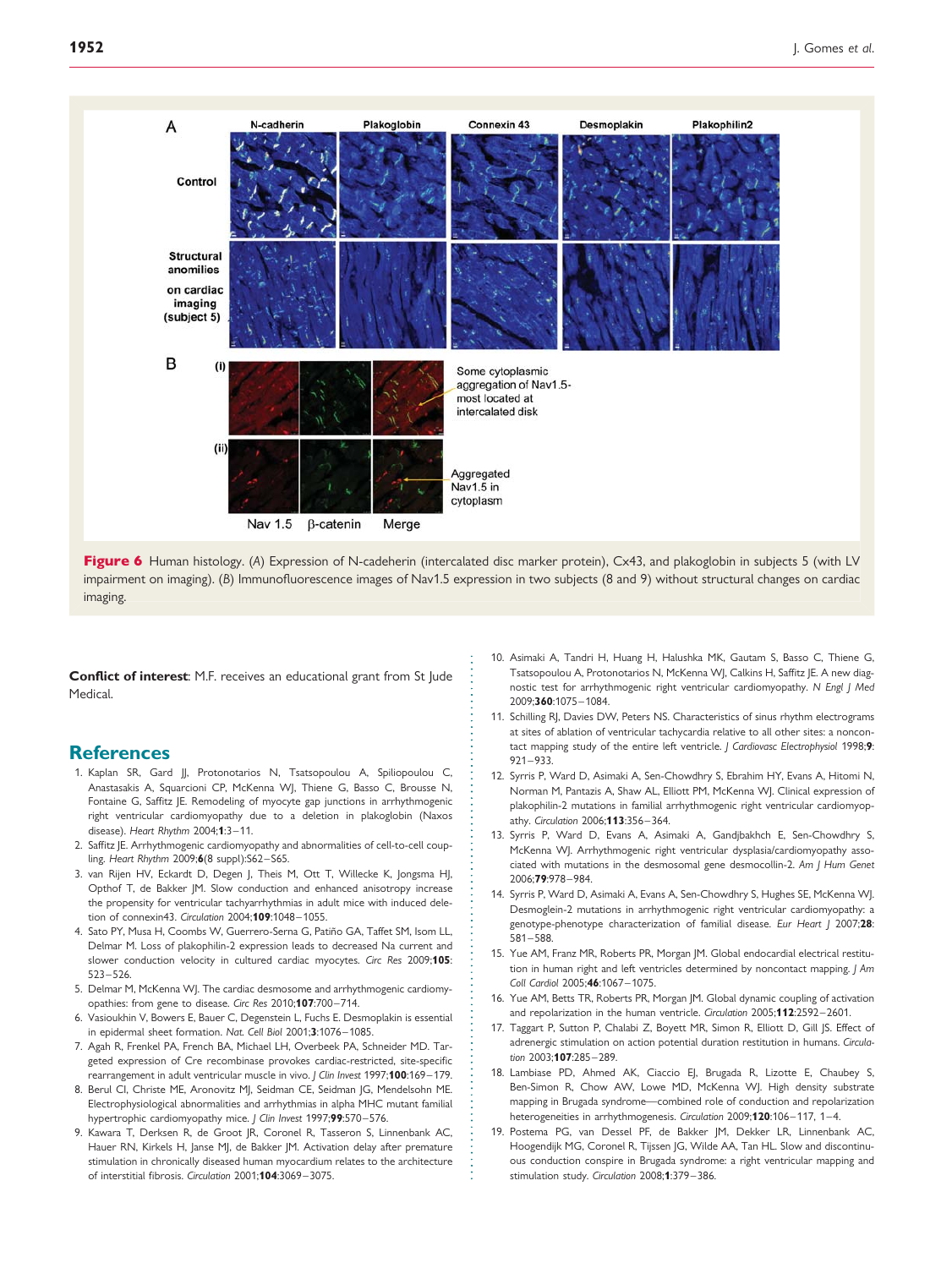**Figure 6** Human histology. (*A*) Expression of N-cadeherin (intercalated disc marker protein), Cx43, and plakoglobin in subjects 5 (with LV impairment on imaging). (*B*) Immunofluorescence images of Nav1.5 expression in two subjects (8 and 9) without structural changes on cardiac imaging.

**Conflict of interest**: M.F. receives an educational grant from St Jude Medical.

## References

1. Kaplan SR, Gard JJ, Protonotarios N, Tsatsopoulou A, Spiliopoulou C, Anastasakis A, Squarcioni CP, McKenna WJ, Thiene G, Basso C, Brousse N, Fontaine G, Saffitz JE. Remodeling of myocyte gap junctions in arrhythmogenic right ventricular cardiomyopathy due to a deletion in plakoglobin (Naxos disease). *Heart Rhythm* 2004;**1**:3–11.
2. Saffitz JE. Arrhythmogenic cardiomyopathy and abnormalities of cell-to-cell coupling. *Heart Rhythm* 2009;**6**(8 suppl):S62–S65.
3. van Rijen HV, Eckardt D, Degen J, Theis M, Ott T, Willecke K, Jongsma HJ, Opthof T, de Bakker JM. Slow conduction and enhanced anisotropy increase the propensity for ventricular tachyarrhythmias in adult mice with induced deletion of connexin43. *Circulation* 2004;**109**:1048–1055.
4. Sato PY, Musa H, Coombs W, Guerrero-Serna G, Patiño GA, Taffet SM, Isom LL, Delmar M. Loss of plakophilin-2 expression leads to decreased Na current and slower conduction velocity in cultured cardiac myocytes. *Circ Res* 2009;**105**:523–526.
5. Delmar M, McKenna WJ. The cardiac desmosome and arrhythmogenic cardiomyopathies: from gene to disease. *Circ Res* 2010;**107**:700–714.
6. Vasioukhin V, Bowers E, Bauer C, Degenstein L, Fuchs E. Desmoplakin is essential in epidermal sheet formation. *Nat. Cell Biol* 2001;**3**:1076–1085.
7. Agah R, Frenkel PA, French BA, Michael LH, Overbeek PA, Schneider MD. Targeted expression of Cre recombinase provokes cardiac-restricted, site-specific rearrangement in adult ventricular muscle in vivo. *J Clin Invest* 1997;**100**:169–179.
8. Berul CI, Christe ME, Aronovitz MJ, Seidman CE, Seidman JG, Mendelsohn ME. Electrophysiological abnormalities and arrhythmias in alpha MHC mutant familial hypertrophic cardiomyopathy mice. *J Clin Invest* 1997;**99**:570–576.
9. Kawara T, Derksen R, de Groot JR, Coronel R, Tasseron S, Linnenbank AC, Hauer RN, Kirkels H, Janse MJ, de Bakker JM. Activation delay after premature stimulation in chronically diseased human myocardium relates to the architecture of interstitial fibrosis. *Circulation* 2001;**104**:3069–3075.
10. Asimaki A, Tandri H, Huang H, Halushka MK, Gautam S, Basso C, Thiene G, Tsatsopoulou A, Protonotarios N, McKenna WJ, Calkins H, Saffitz JE. A new diagnostic test for arrhythmogenic right ventricular cardiomyopathy. *N Engl J Med* 2009;**360**:1075–1084.
11. Schilling RJ, Davies DW, Peters NS. Characteristics of sinus rhythm electrograms at sites of ablation of ventricular tachycardia relative to all other sites: a noncontact mapping study of the entire left ventricle. *J Cardiovasc Electrophysiol* 1998;**9**:921–933.
12. Syrris P, Ward D, Asimaki A, Sen-Chowdhry S, Ebrahim HY, Evans A, Hitomi N, Norman M, Pantazis A, Shaw AL, Elliott PM, McKenna WJ. Clinical expression of plakophilin-2 mutations in familial arrhythmogenic right ventricular cardiomyopathy. *Circulation* 2006;**113**:356–364.
13. Syrris P, Ward D, Evans A, Asimaki A, Gandjbakhch E, Sen-Chowdhry S, McKenna WJ. Arrhythmogenic right ventricular dysplasia/cardiomyopathy associated with mutations in the desmosomal gene desmocollin-2. *Am J Hum Genet* 2006;**79**:978–984.
14. Syrris P, Ward D, Asimaki A, Evans A, Sen-Chowdhry S, Hughes SE, McKenna WJ. Desmoglein-2 mutations in arrhythmogenic right ventricular cardiomyopathy: a genotype-phenotype characterization of familial disease. *Eur Heart J* 2007;**28**:581–588.
15. Yue AM, Franz MR, Roberts PR, Morgan JM. Global endocardial electrical restitution in human right and left ventricles determined by noncontact mapping. *J Am Coll Cardiol* 2005;**46**:1067–1075.
16. Yue AM, Betts TR, Roberts PR, Morgan JM. Global dynamic coupling of activation and repolarization in the human ventricle. *Circulation* 2005;**112**:2592–2601.
17. Taggart P, Sutton P, Chalabi Z, Boyett MR, Simon R, Elliott D, Gill JS. Effect of adrenergic stimulation on action potential duration restitution in humans. *Circulation* 2003;**107**:285–289.
18. Lambiase PD, Ahmed AK, Ciaccio EJ, Brugada R, Lizotte E, Chaubey S, Ben-Simon R, Chow AW, Lowe MD, McKenna WJ. High density substrate mapping in Brugada syndrome—combined role of conduction and repolarization heterogeneities in arrhythmogenesis. *Circulation* 2009;**120**:106–117, 1–4.
19. Postema PG, van Dessel PF, de Bakker JM, Dekker LR, Linnenbank AC, Hoogendijk MG, Coronel R, Tijssen JG, Wilde AA, Tan HL. Slow and discontinuous conduction conspire in Brugada syndrome: a right ventricular mapping and stimulation study. *Circulation* 2008;**1**:379–386.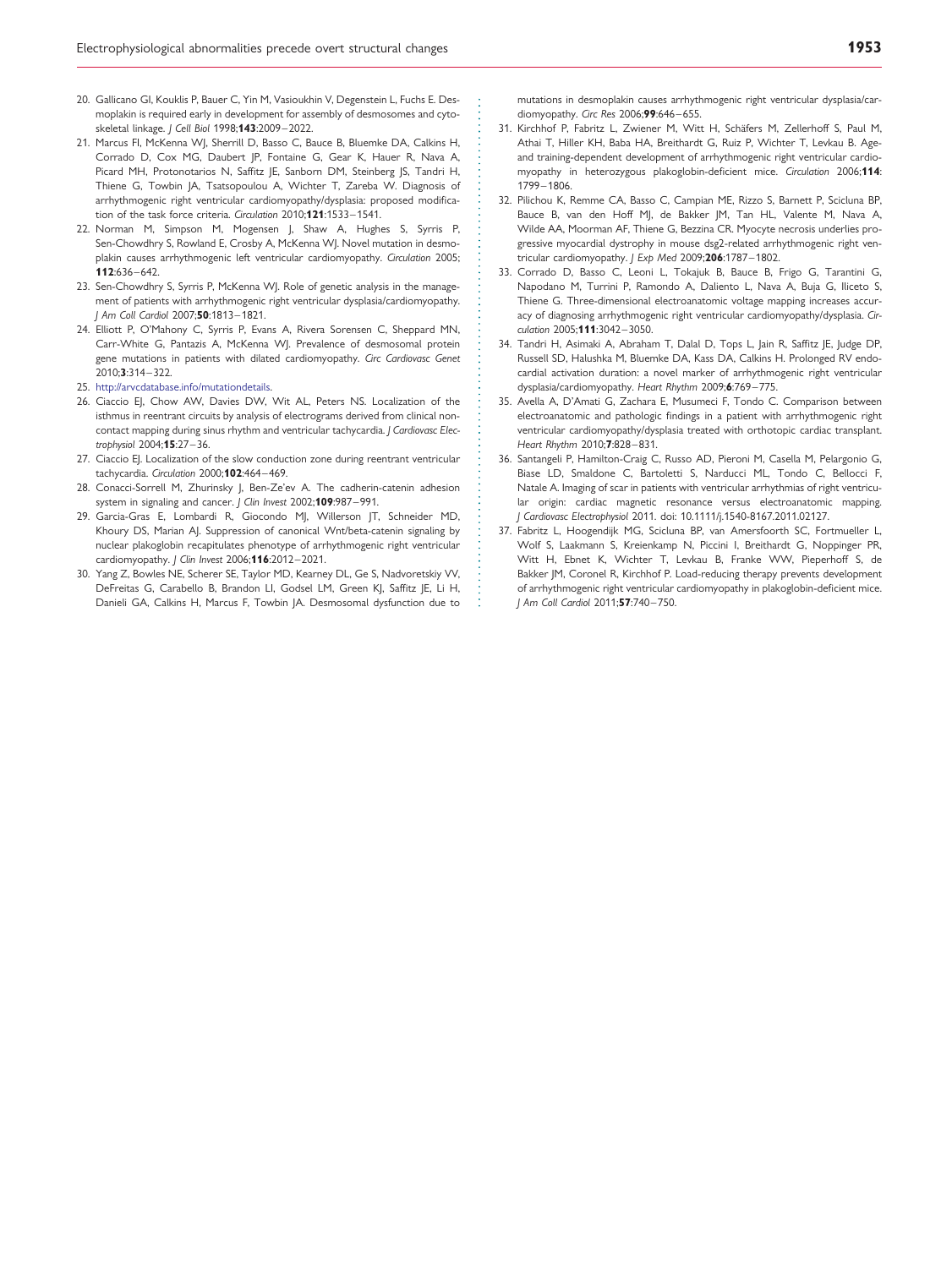20. Gallicano GI, Kouklis P, Bauer C, Yin M, Vasioukhin V, Degenstein L, Fuchs E. Desmoplakin is required early in development for assembly of desmosomes and cytoskeletal linkage. *J Cell Biol* 1998;**143**:2009–2022.
21. Marcus FI, McKenna WJ, Sherrill D, Basso C, Bauce B, Bluemke DA, Calkins H, Corrado D, Cox MG, Daubert JP, Fontaine G, Gear K, Hauer R, Nava A, Picard MH, Protonotarios N, Saffitz JE, Sanborn DM, Steinberg JS, Tandri H, Thiene G, Towbin JA, Tsatsopoulou A, Wichter T, Zareba W. Diagnosis of arrhythmogenic right ventricular cardiomyopathy/dysplasia: proposed modification of the task force criteria. *Circulation* 2010;**121**:1533–1541.
22. Norman M, Simpson M, Mogensen J, Shaw A, Hughes S, Syrris P, Sen-Chowdhry S, Rowland E, Crosby A, McKenna WJ. Novel mutation in desmoplakin causes arrhythmogenic left ventricular cardiomyopathy. *Circulation* 2005; **112**:636–642.
23. Sen-Chowdhry S, Syrris P, McKenna WJ. Role of genetic analysis in the management of patients with arrhythmogenic right ventricular dysplasia/cardiomyopathy. *J Am Coll Cardiol* 2007;**50**:1813–1821.
24. Elliott P, O'Mahony C, Syrris P, Evans A, Rivera Sorensen C, Sheppard MN, Carr-White G, Pantazis A, McKenna WJ. Prevalence of desmosomal protein gene mutations in patients with dilated cardiomyopathy. *Circ Cardiovasc Genet* 2010;**3**:314–322.
25. http://arvcdatabase.info/mutationdetails.
26. Ciaccio EJ, Chow AW, Davies DW, Wit AL, Peters NS. Localization of the isthmus in reentrant circuits by analysis of electrograms derived from clinical noncontact mapping during sinus rhythm and ventricular tachycardia. *J Cardiovasc Electrophysiol* 2004;**15**:27–36.
27. Ciaccio EJ. Localization of the slow conduction zone during reentrant ventricular tachycardia. *Circulation* 2000;**102**:464–469.
28. Conacci-Sorrell M, Zhurinsky J, Ben-Ze'ev A. The cadherin-catenin adhesion system in signaling and cancer. *J Clin Invest* 2002;**109**:987–991.
29. Garcia-Gras E, Lombardi R, Giocondo MJ, Willerson JT, Schneider MD, Khoury DS, Marian AJ. Suppression of canonical Wnt/beta-catenin signaling by nuclear plakoglobin recapitulates phenotype of arrhythmogenic right ventricular cardiomyopathy. *J Clin Invest* 2006;**116**:2012–2021.
30. Yang Z, Bowles NE, Scherer SE, Taylor MD, Kearney DL, Ge S, Nadvoretskiy VV, DeFreitas G, Carabello B, Brandon LI, Godsel LM, Green KJ, Saffitz JE, Li H, Danieli GA, Calkins H, Marcus F, Towbin JA. Desmosomal dysfunction due to mutations in desmoplakin causes arrhythmogenic right ventricular dysplasia/cardiomyopathy. *Circ Res* 2006;**99**:646–655.
31. Kirchhof P, Fabritz L, Zwiener M, Witt H, Schäfers M, Zellerhoff S, Paul M, Athai T, Hiller KH, Baba HA, Breithardt G, Ruiz P, Wichter T, Levkau B. Age- and training-dependent development of arrhythmogenic right ventricular cardiomyopathy in heterozygous plakoglobin-deficient mice. *Circulation* 2006;**114**: 1799–1806.
32. Pilichou K, Remme CA, Basso C, Campian ME, Rizzo S, Barnett P, Scicluna BP, Bauce B, van den Hoff MJ, de Bakker JM, Tan HL, Valente M, Nava A, Wilde AA, Moorman AF, Thiene G, Bezzina CR. Myocyte necrosis underlies progressive myocardial dystrophy in mouse dsg2-related arrhythmogenic right ventricular cardiomyopathy. *J Exp Med* 2009;**206**:1787–1802.
33. Corrado D, Basso C, Leoni L, Tokajuk B, Bauce B, Frigo G, Tarantini G, Napodano M, Turrini P, Ramondo A, Daliento L, Nava A, Buja G, Iliceto S, Thiene G. Three-dimensional electroanatomic voltage mapping increases accuracy of diagnosing arrhythmogenic right ventricular cardiomyopathy/dysplasia. *Circulation* 2005;**111**:3042–3050.
34. Tandri H, Asimaki A, Abraham T, Dalal D, Tops L, Jain R, Saffitz JE, Judge DP, Russell SD, Halushka M, Bluemke DA, Kass DA, Calkins H. Prolonged RV endocardial activation duration: a novel marker of arrhythmogenic right ventricular dysplasia/cardiomyopathy. *Heart Rhythm* 2009;**6**:769–775.
35. Avella A, D'Amati G, Zachara E, Musumeci F, Tondo C. Comparison between electroanatomic and pathologic findings in a patient with arrhythmogenic right ventricular cardiomyopathy/dysplasia treated with orthotopic cardiac transplant. *Heart Rhythm* 2010;**7**:828–831.
36. Santangeli P, Hamilton-Craig C, Russo AD, Pieroni M, Casella M, Pelargonio G, Biase LD, Smaldone C, Bartoletti S, Narducci ML, Tondo C, Bellocci F, Natale A. Imaging of scar in patients with ventricular arrhythmias of right ventricular origin: cardiac magnetic resonance versus electroanatomic mapping. *J Cardiovasc Electrophysiol* 2011. doi: 10.1111/j.1540-8167.2011.02127.
37. Fabritz L, Hoogendijk MG, Scicluna BP, van Amersfoorth SC, Fortmueller L, Wolf S, Laakmann S, Kreienkamp N, Piccini I, Breithardt G, Noppinger PR, Witt H, Ebnet K, Wichter T, Levkau B, Franke WW, Pieperhoff S, de Bakker JM, Coronel R, Kirchhof P. Load-reducing therapy prevents development of arrhythmogenic right ventricular cardiomyopathy in plakoglobin-deficient mice. *J Am Coll Cardiol* 2011;**57**:740–750.